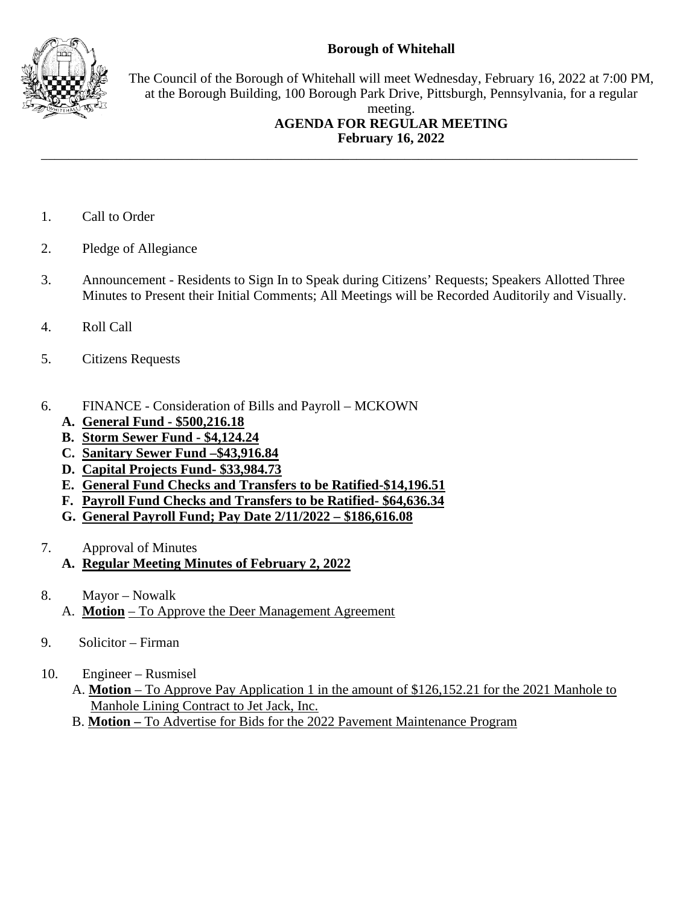# Borough of Whitehall

The Council of the Borough of Whitehall will meet Wednesday, February 16, 2022 at 7:00 PM, at the Borough Building, 100 Borough Park Drive, Pittsburgh, Pennsylvania, for a regular meeting.

**AGENDA FOR REGULAR MEETING**
**February 16, 2022**

---

1. Call to Order

2. Pledge of Allegiance

3. Announcement - Residents to Sign In to Speak during Citizens' Requests; Speakers Allotted Three Minutes to Present their Initial Comments; All Meetings will be Recorded Auditorily and Visually.

4. Roll Call

5. Citizens Requests

6. FINANCE - Consideration of Bills and Payroll – MCKOWN
   - **A. General Fund - $500,216.18**
   - **B. Storm Sewer Fund - $4,124.24**
   - **C. Sanitary Sewer Fund –$43,916.84**
   - **D. Capital Projects Fund- $33,984.73**
   - **E. General Fund Checks and Transfers to be Ratified-$14,196.51**
   - **F. Payroll Fund Checks and Transfers to be Ratified- $64,636.34**
   - **G. General Payroll Fund; Pay Date 2/11/2022 – $186,616.08**

7. Approval of Minutes
   - **A. Regular Meeting Minutes of February 2, 2022**

8. Mayor – Nowalk
   - A. **Motion** – To Approve the Deer Management Agreement

9. Solicitor – Firman

10. Engineer – Rusmisel
    - A. **Motion** – To Approve Pay Application 1 in the amount of $126,152.21 for the 2021 Manhole to Manhole Lining Contract to Jet Jack, Inc.
    - B. **Motion –** To Advertise for Bids for the 2022 Pavement Maintenance Program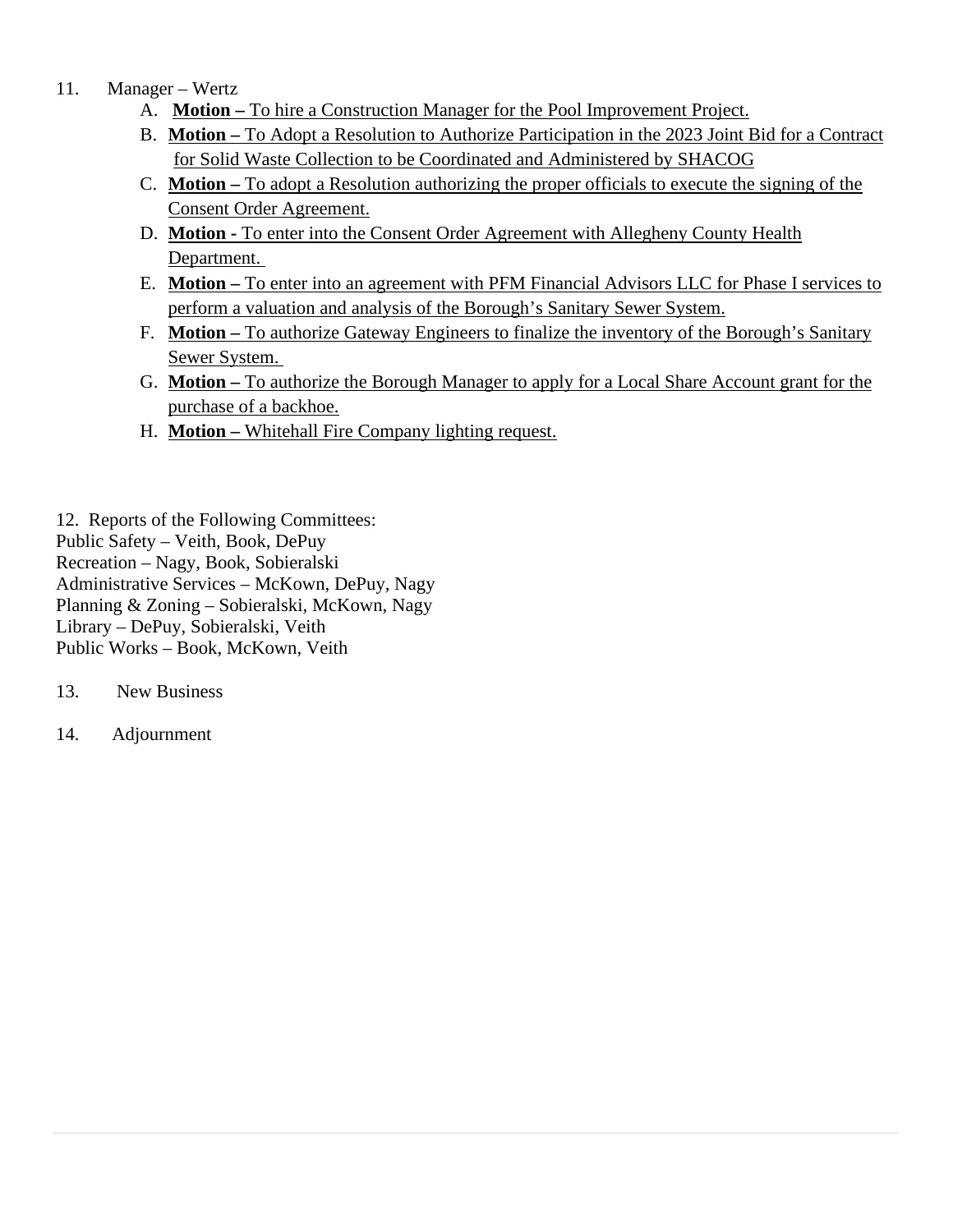11. Manager – Wertz
    A. **Motion –** To hire a Construction Manager for the Pool Improvement Project.
    B. **Motion –** To Adopt a Resolution to Authorize Participation in the 2023 Joint Bid for a Contract for Solid Waste Collection to be Coordinated and Administered by SHACOG
    C. **Motion –** To adopt a Resolution authorizing the proper officials to execute the signing of the Consent Order Agreement.
    D. **Motion -** To enter into the Consent Order Agreement with Allegheny County Health Department.
    E. **Motion –** To enter into an agreement with PFM Financial Advisors LLC for Phase I services to perform a valuation and analysis of the Borough's Sanitary Sewer System.
    F. **Motion –** To authorize Gateway Engineers to finalize the inventory of the Borough's Sanitary Sewer System.
    G. **Motion –** To authorize the Borough Manager to apply for a Local Share Account grant for the purchase of a backhoe.
    H. **Motion –** Whitehall Fire Company lighting request.

12. Reports of the Following Committees:

Public Safety – Veith, Book, DePuy
Recreation – Nagy, Book, Sobieralski
Administrative Services – McKown, DePuy, Nagy
Planning & Zoning – Sobieralski, McKown, Nagy
Library – DePuy, Sobieralski, Veith
Public Works – Book, McKown, Veith

13. New Business

14. Adjournment